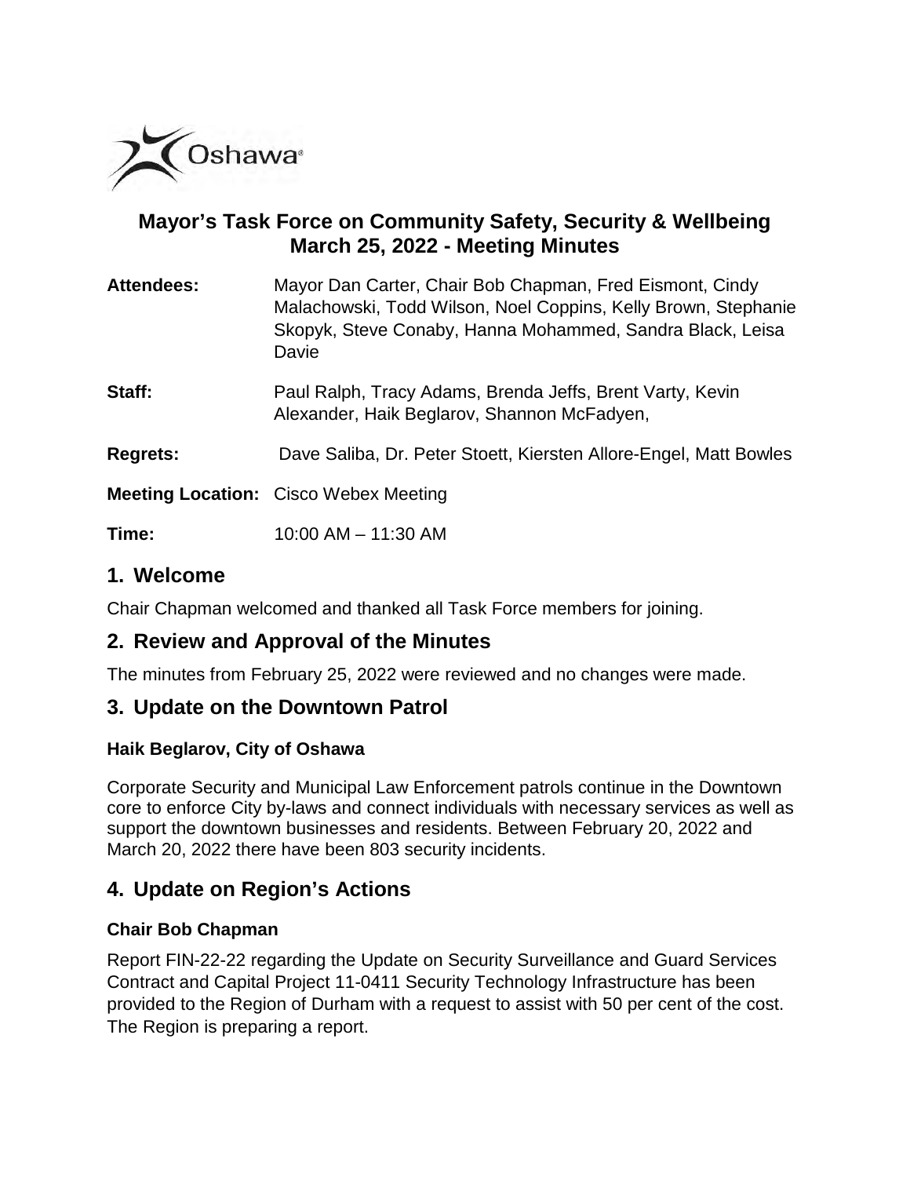# Mayor's Task Force on Community Safety, Security & Wellbeing
## March 25, 2022 - Meeting Minutes

**Attendees:** Mayor Dan Carter, Chair Bob Chapman, Fred Eismont, Cindy Malachowski, Todd Wilson, Noel Coppins, Kelly Brown, Stephanie Skopyk, Steve Conaby, Hanna Mohammed, Sandra Black, Leisa Davie

**Staff:** Paul Ralph, Tracy Adams, Brenda Jeffs, Brent Varty, Kevin Alexander, Haik Beglarov, Shannon McFadyen,

**Regrets:** Dave Saliba, Dr. Peter Stoett, Kiersten Allore-Engel, Matt Bowles

**Meeting Location:** Cisco Webex Meeting

**Time:** 10:00 AM – 11:30 AM

## 1. Welcome

Chair Chapman welcomed and thanked all Task Force members for joining.

## 2. Review and Approval of the Minutes

The minutes from February 25, 2022 were reviewed and no changes were made.

## 3. Update on the Downtown Patrol

**Haik Beglarov, City of Oshawa**

Corporate Security and Municipal Law Enforcement patrols continue in the Downtown core to enforce City by-laws and connect individuals with necessary services as well as support the downtown businesses and residents. Between February 20, 2022 and March 20, 2022 there have been 803 security incidents.

## 4. Update on Region's Actions

**Chair Bob Chapman**

Report FIN-22-22 regarding the Update on Security Surveillance and Guard Services Contract and Capital Project 11-0411 Security Technology Infrastructure has been provided to the Region of Durham with a request to assist with 50 per cent of the cost. The Region is preparing a report.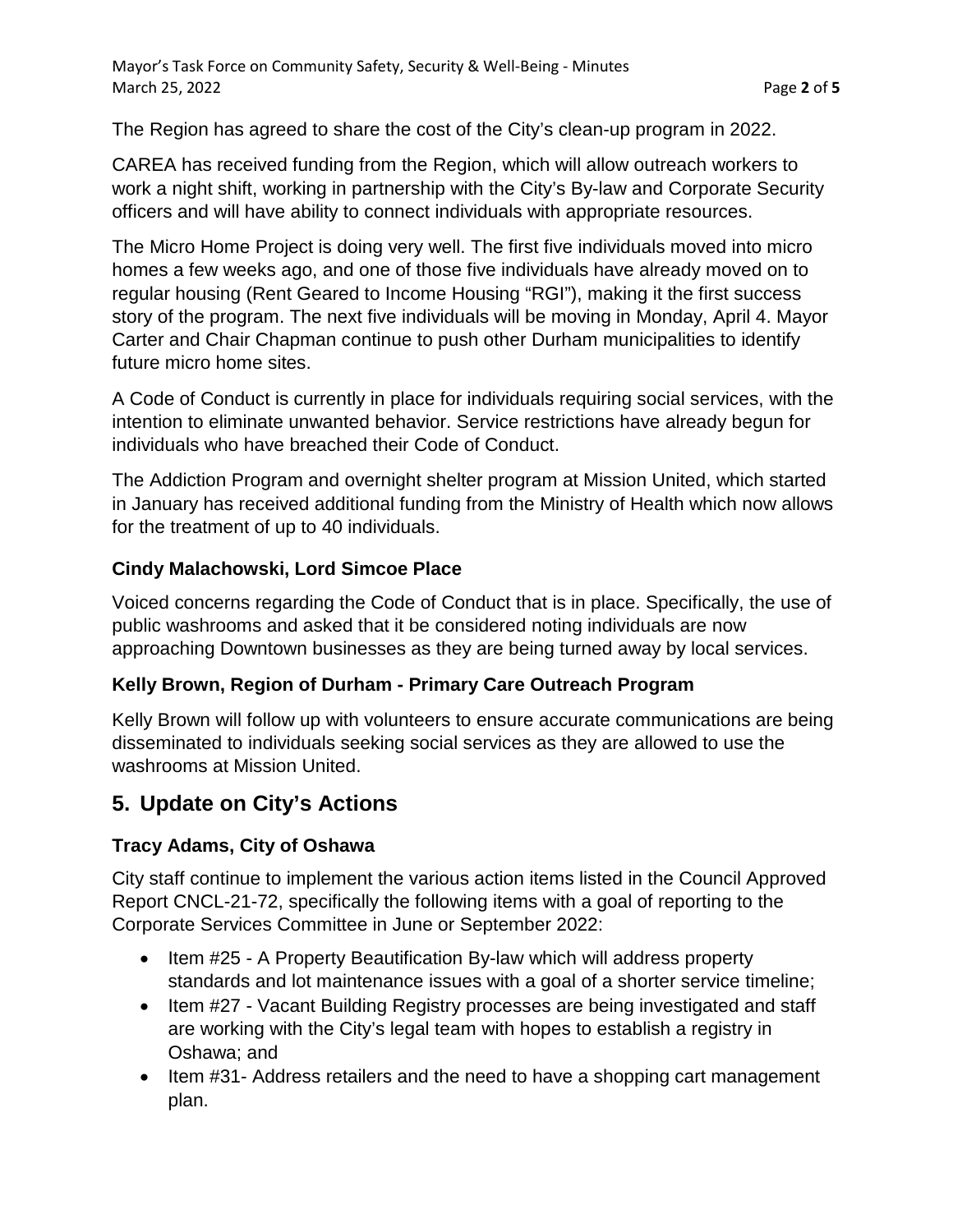The Region has agreed to share the cost of the City's clean-up program in 2022.

CAREA has received funding from the Region, which will allow outreach workers to work a night shift, working in partnership with the City's By-law and Corporate Security officers and will have ability to connect individuals with appropriate resources.

The Micro Home Project is doing very well. The first five individuals moved into micro homes a few weeks ago, and one of those five individuals have already moved on to regular housing (Rent Geared to Income Housing "RGI"), making it the first success story of the program. The next five individuals will be moving in Monday, April 4. Mayor Carter and Chair Chapman continue to push other Durham municipalities to identify future micro home sites.

A Code of Conduct is currently in place for individuals requiring social services, with the intention to eliminate unwanted behavior. Service restrictions have already begun for individuals who have breached their Code of Conduct.

The Addiction Program and overnight shelter program at Mission United, which started in January has received additional funding from the Ministry of Health which now allows for the treatment of up to 40 individuals.

### Cindy Malachowski, Lord Simcoe Place

Voiced concerns regarding the Code of Conduct that is in place. Specifically, the use of public washrooms and asked that it be considered noting individuals are now approaching Downtown businesses as they are being turned away by local services.

### Kelly Brown, Region of Durham - Primary Care Outreach Program

Kelly Brown will follow up with volunteers to ensure accurate communications are being disseminated to individuals seeking social services as they are allowed to use the washrooms at Mission United.

## 5. Update on City's Actions

### Tracy Adams, City of Oshawa

City staff continue to implement the various action items listed in the Council Approved Report CNCL-21-72, specifically the following items with a goal of reporting to the Corporate Services Committee in June or September 2022:

- Item #25 - A Property Beautification By-law which will address property standards and lot maintenance issues with a goal of a shorter service timeline;
- Item #27 - Vacant Building Registry processes are being investigated and staff are working with the City's legal team with hopes to establish a registry in Oshawa; and
- Item #31- Address retailers and the need to have a shopping cart management plan.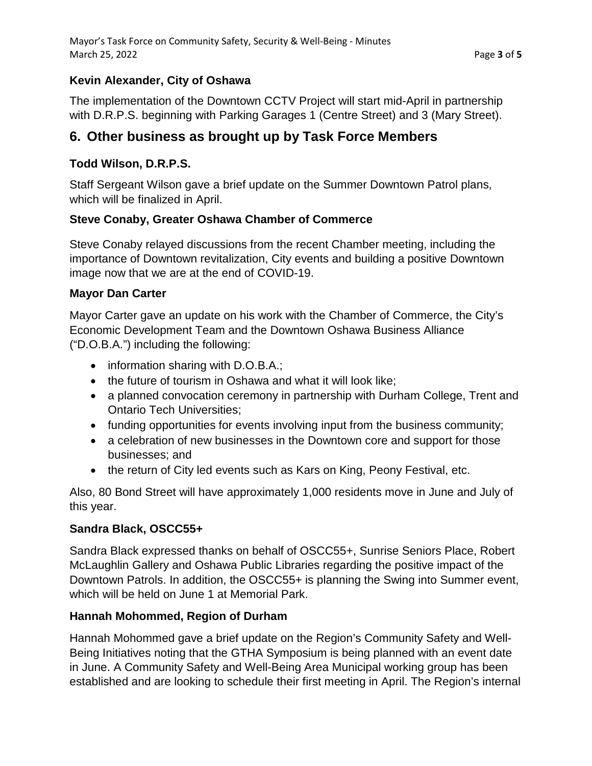### Kevin Alexander, City of Oshawa

The implementation of the Downtown CCTV Project will start mid-April in partnership with D.R.P.S. beginning with Parking Garages 1 (Centre Street) and 3 (Mary Street).

## 6. Other business as brought up by Task Force Members

### Todd Wilson, D.R.P.S.

Staff Sergeant Wilson gave a brief update on the Summer Downtown Patrol plans, which will be finalized in April.

### Steve Conaby, Greater Oshawa Chamber of Commerce

Steve Conaby relayed discussions from the recent Chamber meeting, including the importance of Downtown revitalization, City events and building a positive Downtown image now that we are at the end of COVID-19.

### Mayor Dan Carter

Mayor Carter gave an update on his work with the Chamber of Commerce, the City's Economic Development Team and the Downtown Oshawa Business Alliance ("D.O.B.A.") including the following:

- information sharing with D.O.B.A.;
- the future of tourism in Oshawa and what it will look like;
- a planned convocation ceremony in partnership with Durham College, Trent and Ontario Tech Universities;
- funding opportunities for events involving input from the business community;
- a celebration of new businesses in the Downtown core and support for those businesses; and
- the return of City led events such as Kars on King, Peony Festival, etc.

Also, 80 Bond Street will have approximately 1,000 residents move in June and July of this year.

### Sandra Black, OSCC55+

Sandra Black expressed thanks on behalf of OSCC55+, Sunrise Seniors Place, Robert McLaughlin Gallery and Oshawa Public Libraries regarding the positive impact of the Downtown Patrols. In addition, the OSCC55+ is planning the Swing into Summer event, which will be held on June 1 at Memorial Park.

### Hannah Mohommed, Region of Durham

Hannah Mohommed gave a brief update on the Region's Community Safety and Well-Being Initiatives noting that the GTHA Symposium is being planned with an event date in June. A Community Safety and Well-Being Area Municipal working group has been established and are looking to schedule their first meeting in April. The Region's internal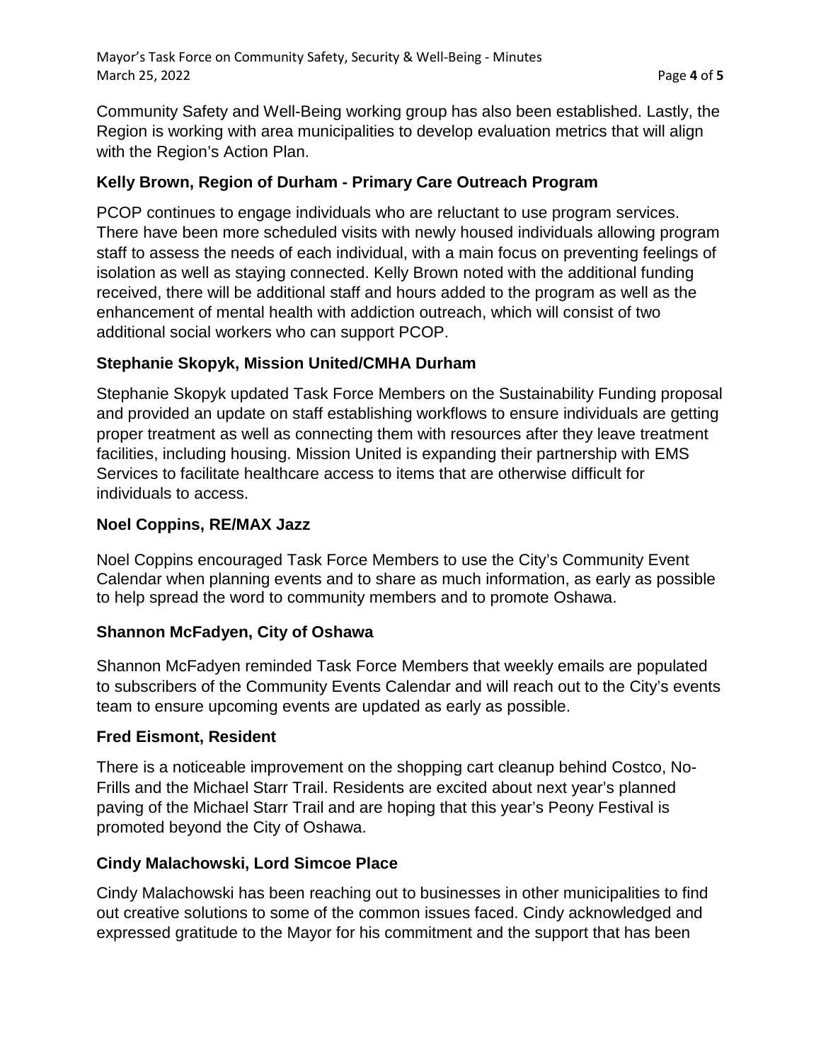Community Safety and Well-Being working group has also been established. Lastly, the Region is working with area municipalities to develop evaluation metrics that will align with the Region's Action Plan.

**Kelly Brown, Region of Durham - Primary Care Outreach Program**

PCOP continues to engage individuals who are reluctant to use program services. There have been more scheduled visits with newly housed individuals allowing program staff to assess the needs of each individual, with a main focus on preventing feelings of isolation as well as staying connected. Kelly Brown noted with the additional funding received, there will be additional staff and hours added to the program as well as the enhancement of mental health with addiction outreach, which will consist of two additional social workers who can support PCOP.

**Stephanie Skopyk, Mission United/CMHA Durham**

Stephanie Skopyk updated Task Force Members on the Sustainability Funding proposal and provided an update on staff establishing workflows to ensure individuals are getting proper treatment as well as connecting them with resources after they leave treatment facilities, including housing. Mission United is expanding their partnership with EMS Services to facilitate healthcare access to items that are otherwise difficult for individuals to access.

**Noel Coppins, RE/MAX Jazz**

Noel Coppins encouraged Task Force Members to use the City's Community Event Calendar when planning events and to share as much information, as early as possible to help spread the word to community members and to promote Oshawa.

**Shannon McFadyen, City of Oshawa**

Shannon McFadyen reminded Task Force Members that weekly emails are populated to subscribers of the Community Events Calendar and will reach out to the City's events team to ensure upcoming events are updated as early as possible.

**Fred Eismont, Resident**

There is a noticeable improvement on the shopping cart cleanup behind Costco, No-Frills and the Michael Starr Trail. Residents are excited about next year's planned paving of the Michael Starr Trail and are hoping that this year's Peony Festival is promoted beyond the City of Oshawa.

**Cindy Malachowski, Lord Simcoe Place**

Cindy Malachowski has been reaching out to businesses in other municipalities to find out creative solutions to some of the common issues faced. Cindy acknowledged and expressed gratitude to the Mayor for his commitment and the support that has been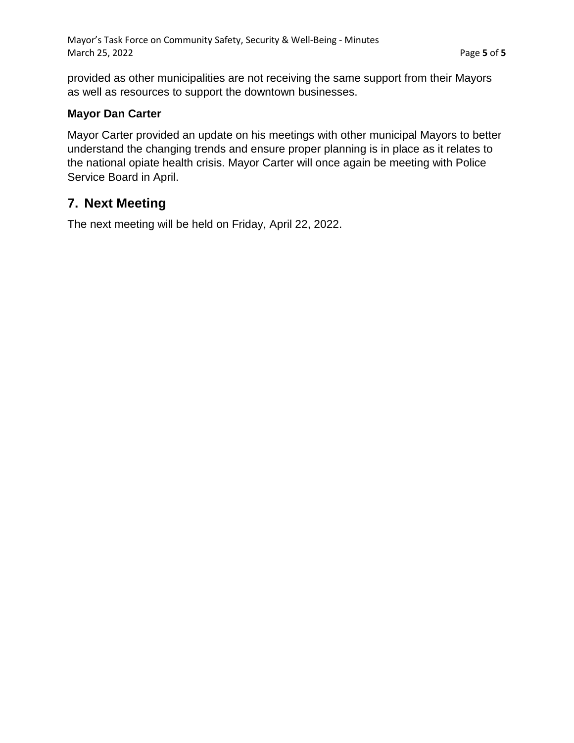provided as other municipalities are not receiving the same support from their Mayors as well as resources to support the downtown businesses.

**Mayor Dan Carter**

Mayor Carter provided an update on his meetings with other municipal Mayors to better understand the changing trends and ensure proper planning is in place as it relates to the national opiate health crisis. Mayor Carter will once again be meeting with Police Service Board in April.

## 7. Next Meeting

The next meeting will be held on Friday, April 22, 2022.